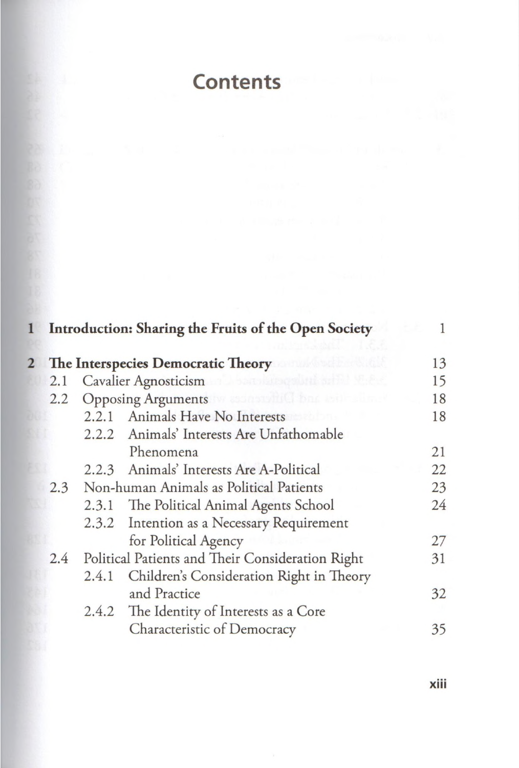# Contents

| | | |
|---|---|---|
| **1** | **Introduction: Sharing the Fruits of the Open Society** | 1 |
| **2** | **The Interspecies Democratic Theory** | 13 |
| 2.1 | Cavalier Agnosticism | 15 |
| 2.2 | Opposing Arguments | 18 |
| 2.2.1 | Animals Have No Interests | 18 |
| 2.2.2 | Animals' Interests Are Unfathomable Phenomena | 21 |
| 2.2.3 | Animals' Interests Are A-Political | 22 |
| 2.3 | Non-human Animals as Political Patients | 23 |
| 2.3.1 | The Political Animal Agents School | 24 |
| 2.3.2 | Intention as a Necessary Requirement for Political Agency | 27 |
| 2.4 | Political Patients and Their Consideration Right | 31 |
| 2.4.1 | Children's Consideration Right in Theory and Practice | 32 |
| 2.4.2 | The Identity of Interests as a Core Characteristic of Democracy | 35 |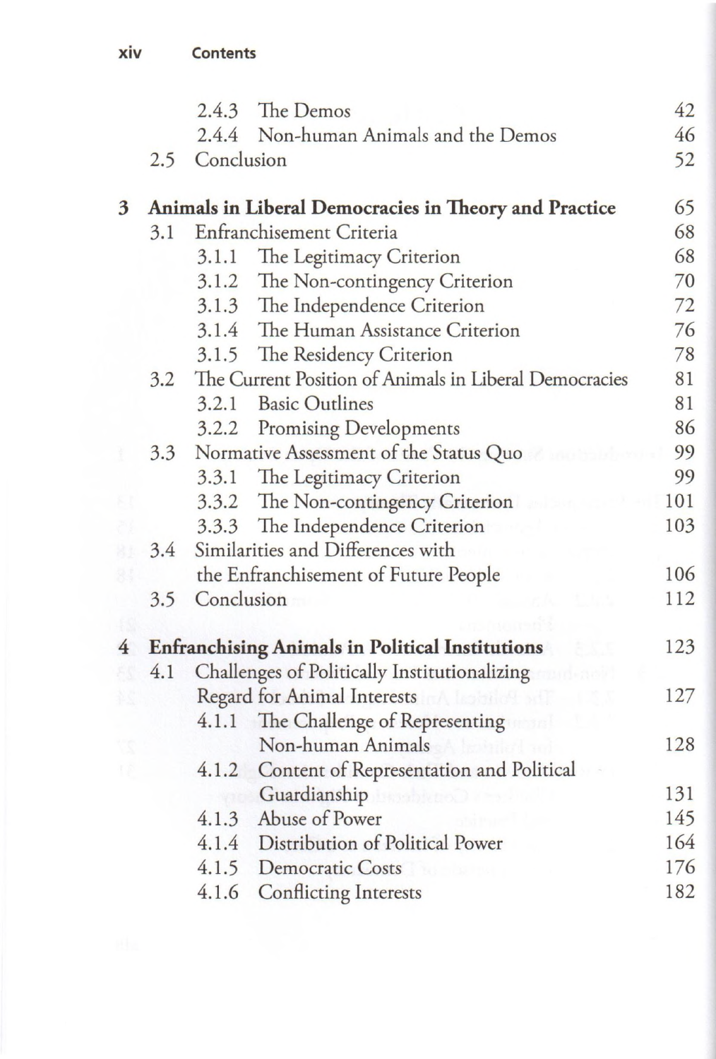| | | |
|---|---|---|
| 2.4.3 | The Demos | 42 |
| 2.4.4 | Non-human Animals and the Demos | 46 |
| 2.5 | Conclusion | 52 |
| **3** | **Animals in Liberal Democracies in Theory and Practice** | **65** |
| 3.1 | Enfranchisement Criteria | 68 |
| 3.1.1 | The Legitimacy Criterion | 68 |
| 3.1.2 | The Non-contingency Criterion | 70 |
| 3.1.3 | The Independence Criterion | 72 |
| 3.1.4 | The Human Assistance Criterion | 76 |
| 3.1.5 | The Residency Criterion | 78 |
| 3.2 | The Current Position of Animals in Liberal Democracies | 81 |
| 3.2.1 | Basic Outlines | 81 |
| 3.2.2 | Promising Developments | 86 |
| 3.3 | Normative Assessment of the Status Quo | 99 |
| 3.3.1 | The Legitimacy Criterion | 99 |
| 3.3.2 | The Non-contingency Criterion | 101 |
| 3.3.3 | The Independence Criterion | 103 |
| 3.4 | Similarities and Differences with the Enfranchisement of Future People | 106 |
| 3.5 | Conclusion | 112 |
| **4** | **Enfranchising Animals in Political Institutions** | **123** |
| 4.1 | Challenges of Politically Institutionalizing Regard for Animal Interests | 127 |
| 4.1.1 | The Challenge of Representing Non-human Animals | 128 |
| 4.1.2 | Content of Representation and Political Guardianship | 131 |
| 4.1.3 | Abuse of Power | 145 |
| 4.1.4 | Distribution of Political Power | 164 |
| 4.1.5 | Democratic Costs | 176 |
| 4.1.6 | Conflicting Interests | 182 |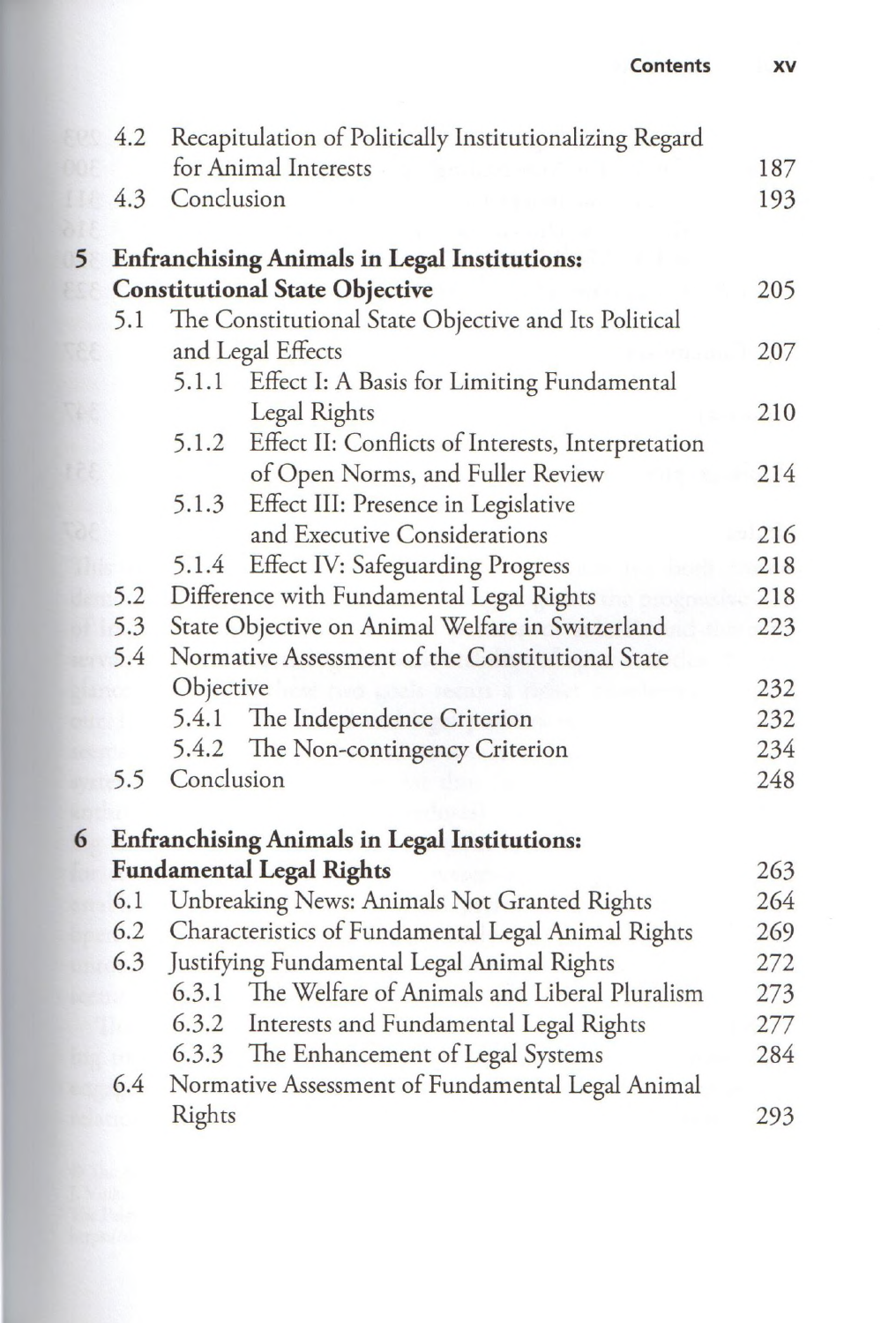4.2 Recapitulation of Politically Institutionalizing Regard for Animal Interests 187
4.3 Conclusion 193

**5 Enfranchising Animals in Legal Institutions: Constitutional State Objective** 205

5.1 The Constitutional State Objective and Its Political and Legal Effects 207
5.1.1 Effect I: A Basis for Limiting Fundamental Legal Rights 210
5.1.2 Effect II: Conflicts of Interests, Interpretation of Open Norms, and Fuller Review 214
5.1.3 Effect III: Presence in Legislative and Executive Considerations 216
5.1.4 Effect IV: Safeguarding Progress 218
5.2 Difference with Fundamental Legal Rights 218
5.3 State Objective on Animal Welfare in Switzerland 223
5.4 Normative Assessment of the Constitutional State Objective 232
5.4.1 The Independence Criterion 232
5.4.2 The Non-contingency Criterion 234
5.5 Conclusion 248

**6 Enfranchising Animals in Legal Institutions: Fundamental Legal Rights** 263

6.1 Unbreaking News: Animals Not Granted Rights 264
6.2 Characteristics of Fundamental Legal Animal Rights 269
6.3 Justifying Fundamental Legal Animal Rights 272
6.3.1 The Welfare of Animals and Liberal Pluralism 273
6.3.2 Interests and Fundamental Legal Rights 277
6.3.3 The Enhancement of Legal Systems 284
6.4 Normative Assessment of Fundamental Legal Animal Rights 293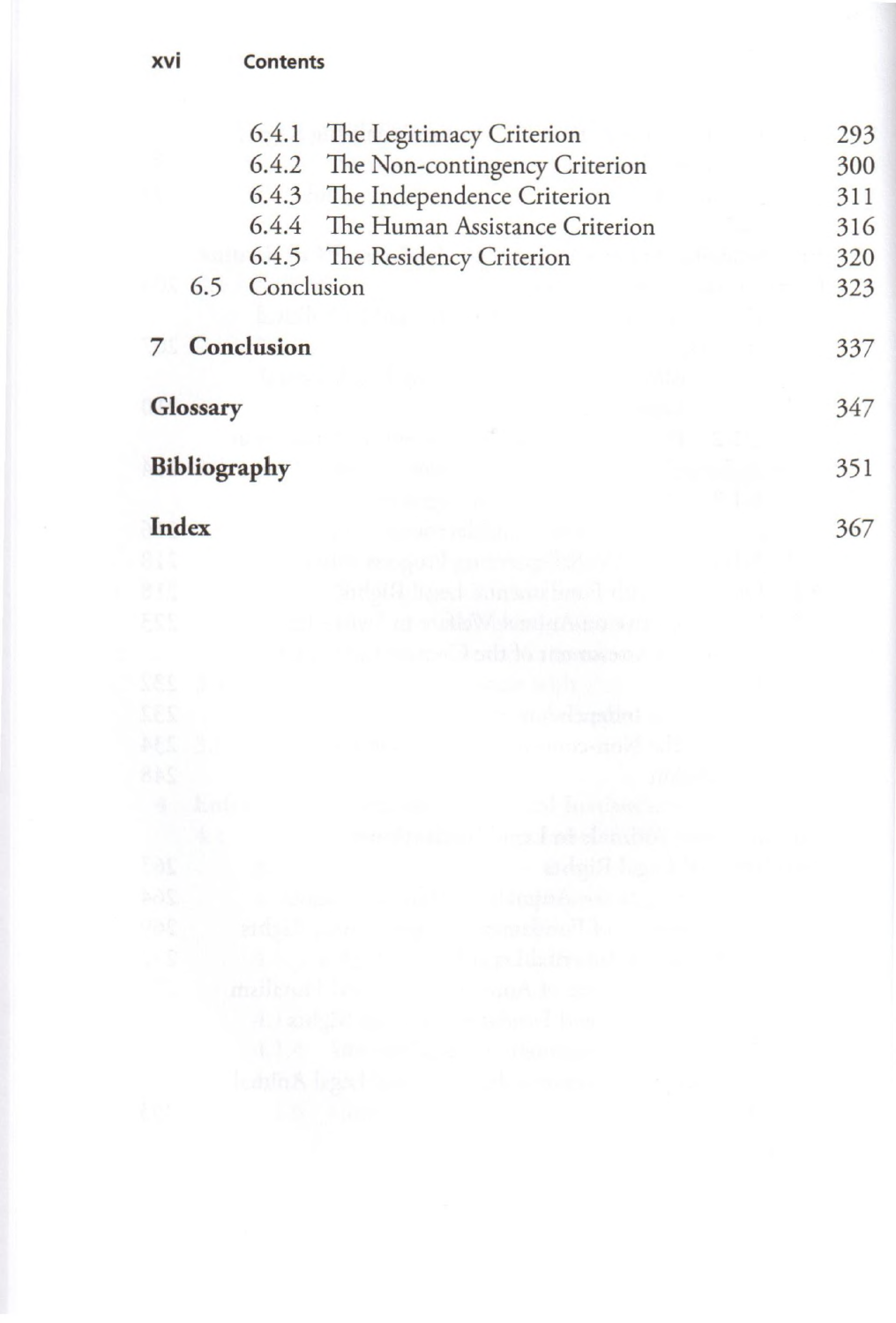6.4.1 The Legitimacy Criterion 293
6.4.2 The Non-contingency Criterion 300
6.4.3 The Independence Criterion 311
6.4.4 The Human Assistance Criterion 316
6.4.5 The Residency Criterion 320
6.5 Conclusion 323

**7 Conclusion** 337

**Glossary** 347

**Bibliography** 351

**Index** 367